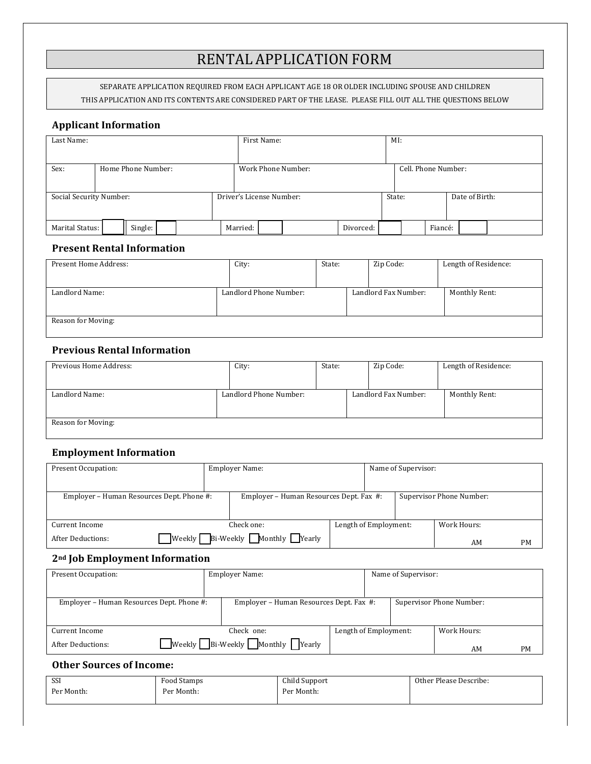# RENTAL APPLICATION FORM

SEPARATE APPLICATION REQUIRED FROM EACH APPLICANT AGE 18 OR OLDER INCLUDING SPOUSE AND CHILDREN

THIS APPLICATION AND ITS CONTENTS ARE CONSIDERED PART OF THE LEASE. PLEASE FILL OUT ALL THE QUESTIONS BELOW

## Applicant Information

| Last Name: | | First Name: | MI: |
|---|---|---|---|
| Sex: | Home Phone Number: | Work Phone Number: | Cell. Phone Number: |
| Social Security Number: | Driver's License Number: | State: | Date of Birth: |

| Marital Status: ☐ | Single: ☐ | Married: ☐ | Divorced: ☐ | Fiancé: ☐ |
|---|---|---|---|---|

## Present Rental Information

| Present Home Address: | City: | State: | Zip Code: | Length of Residence: |
|---|---|---|---|---|
| Landlord Name: | Landlord Phone Number: | Landlord Fax Number: | Monthly Rent: | |
| Reason for Moving: | | | | |

## Previous Rental Information

| Previous Home Address: | City: | State: | Zip Code: | Length of Residence: |
|---|---|---|---|---|
| Landlord Name: | Landlord Phone Number: | Landlord Fax Number: | Monthly Rent: | |
| Reason for Moving: | | | | |

## Employment Information

| Present Occupation: | Employer Name: | Name of Supervisor: | |
|---|---|---|---|
| Employer – Human Resources Dept. Phone #: | Employer – Human Resources Dept. Fax #: | Supervisor Phone Number: | |
| Current Income After Deductions: | Check one: ☐ Weekly ☐ Bi-Weekly ☐ Monthly ☐ Yearly | Length of Employment: | Work Hours: AM PM |

## 2nd Job Employment Information

| Present Occupation: | Employer Name: | Name of Supervisor: | |
|---|---|---|---|
| Employer – Human Resources Dept. Phone #: | Employer – Human Resources Dept. Fax #: | Supervisor Phone Number: | |
| Current Income After Deductions: | Check one: ☐ Weekly ☐ Bi-Weekly ☐ Monthly ☐ Yearly | Length of Employment: | Work Hours: AM PM |

## Other Sources of Income:

| SSI Per Month: | Food Stamps Per Month: | Child Support Per Month: | Other Please Describe: |
|---|---|---|---|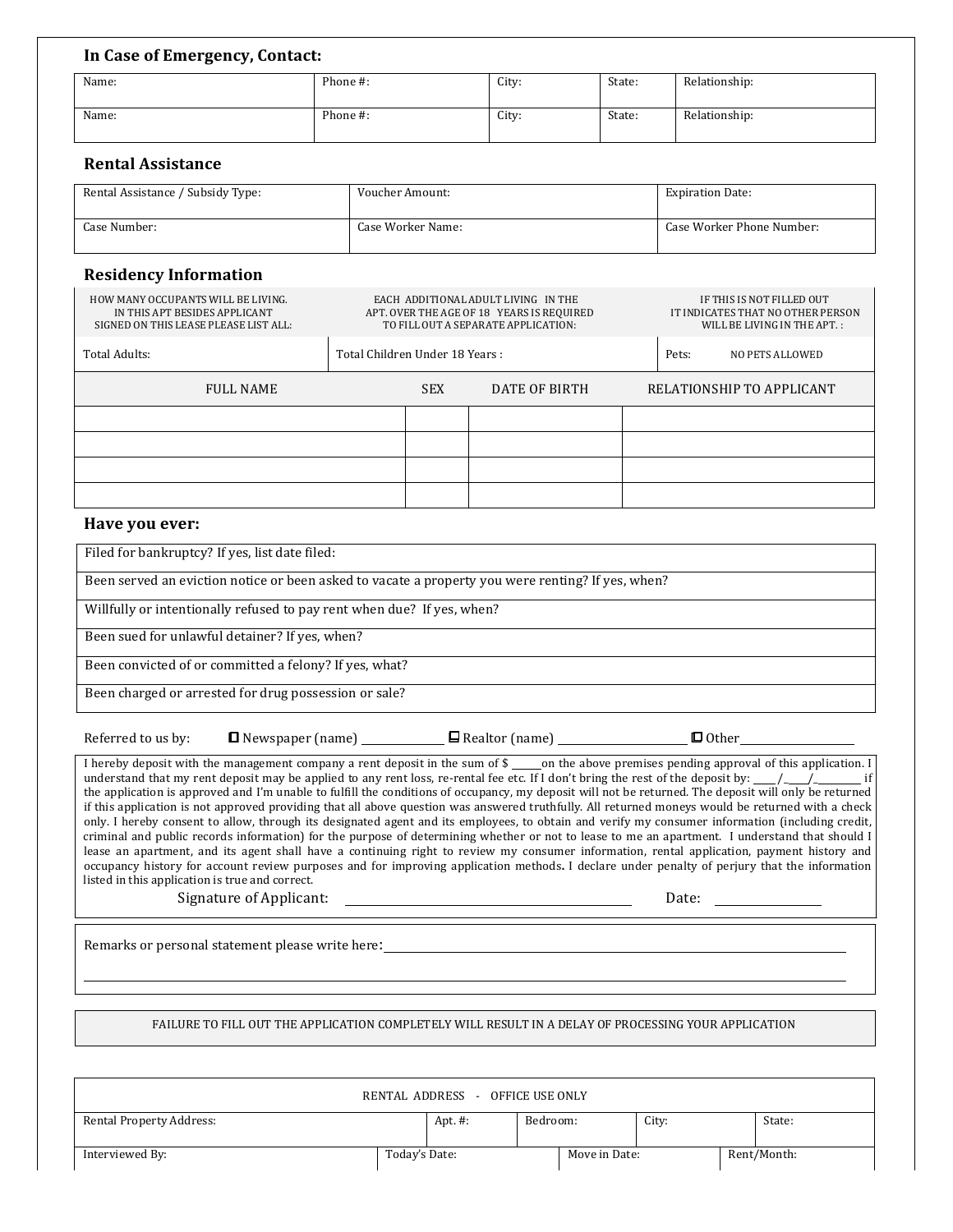## In Case of Emergency, Contact:

| | | | | |
|---|---|---|---|---|
| Name: | Phone #: | City: | State: | Relationship: |
| Name: | Phone #: | City: | State: | Relationship: |

## Rental Assistance

| | | |
|---|---|---|
| Rental Assistance / Subsidy Type: | Voucher Amount: | Expiration Date: |
| Case Number: | Case Worker Name: | Case Worker Phone Number: |

## Residency Information

| | | |
|---|---|---|
| HOW MANY OCCUPANTS WILL BE LIVING. IN THIS APT BESIDES APPLICANT SIGNED ON THIS LEASE PLEASE LIST ALL: | EACH ADDITIONAL ADULT LIVING IN THE APT. OVER THE AGE OF 18 YEARS IS REQUIRED TO FILL OUT A SEPARATE APPLICATION: | IF THIS IS NOT FILLED OUT IT INDICATES THAT NO OTHER PERSON WILL BE LIVING IN THE APT. : |
| Total Adults: | Total Children Under 18 Years : | Pets: NO PETS ALLOWED |

| FULL NAME | SEX | DATE OF BIRTH | RELATIONSHIP TO APPLICANT |
|---|---|---|---|
| | | | |
| | | | |
| | | | |
| | | | |

## Have you ever:

| |
|---|
| Filed for bankruptcy? If yes, list date filed: |
| Been served an eviction notice or been asked to vacate a property you were renting? If yes, when? |
| Willfully or intentionally refused to pay rent when due? If yes, when? |
| Been sued for unlawful detainer? If yes, when? |
| Been convicted of or committed a felony? If yes, what? |
| Been charged or arrested for drug possession or sale? |

Referred to us by: ☐ Newspaper (name) _____________ ☐ Realtor (name) _____________________ ☐ Other___________________

I hereby deposit with the management company a rent deposit in the sum of $ _____on the above premises pending approval of this application. I understand that my rent deposit may be applied to any rent loss, re-rental fee etc. If I don't bring the rest of the deposit by: ____/____/________ if the application is approved and I'm unable to fulfill the conditions of occupancy, my deposit will not be returned. The deposit will only be returned if this application is not approved providing that all above question was answered truthfully. All returned moneys would be returned with a check only. I hereby consent to allow, through its designated agent and its employees, to obtain and verify my consumer information (including credit, criminal and public records information) for the purpose of determining whether or not to lease to me an apartment. I understand that should I lease an apartment, and its agent shall have a continuing right to review my consumer information, rental application, payment history and occupancy history for account review purposes and for improving application methods. I declare under penalty of perjury that the information listed in this application is true and correct.

Signature of Applicant: ______________________________________ Date: ______________

Remarks or personal statement please write here:______________________________________________________________________

________________________________________________________________________________________________

FAILURE TO FILL OUT THE APPLICATION COMPLETELY WILL RESULT IN A DELAY OF PROCESSING YOUR APPLICATION

| RENTAL ADDRESS - OFFICE USE ONLY | | | | |
|---|---|---|---|---|
| Rental Property Address: | Apt. #: | Bedroom: | City: | State: |
| Interviewed By: | Today's Date: | Move in Date: | Rent/Month: | |